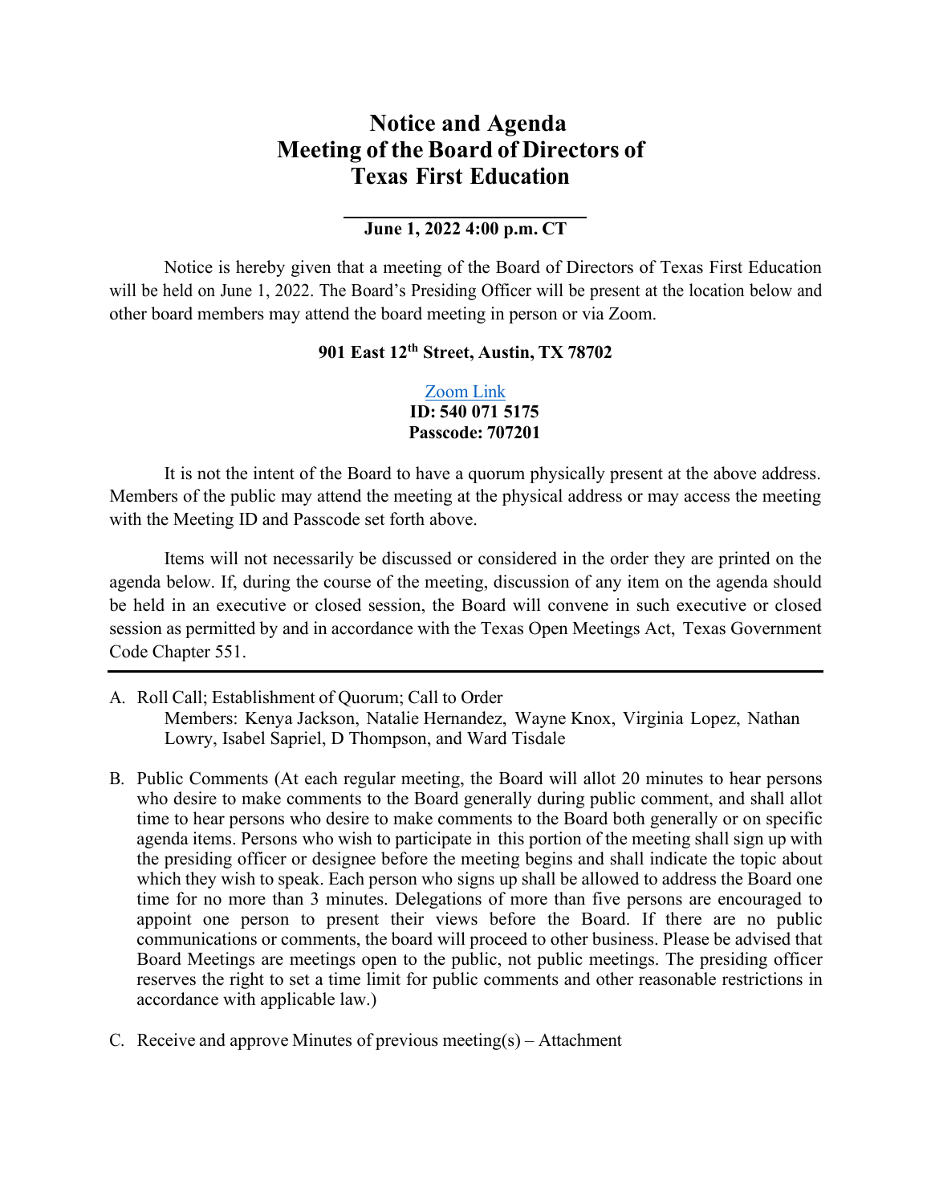# Notice and Agenda
# Meeting of the Board of Directors of
# Texas First Education

**June 1, 2022 4:00 p.m. CT**

Notice is hereby given that a meeting of the Board of Directors of Texas First Education will be held on June 1, 2022. The Board's Presiding Officer will be present at the location below and other board members may attend the board meeting in person or via Zoom.

**901 East 12th Street, Austin, TX 78702**

Zoom Link
**ID: 540 071 5175**
**Passcode: 707201**

It is not the intent of the Board to have a quorum physically present at the above address. Members of the public may attend the meeting at the physical address or may access the meeting with the Meeting ID and Passcode set forth above.

Items will not necessarily be discussed or considered in the order they are printed on the agenda below. If, during the course of the meeting, discussion of any item on the agenda should be held in an executive or closed session, the Board will convene in such executive or closed session as permitted by and in accordance with the Texas Open Meetings Act, Texas Government Code Chapter 551.

---

A. Roll Call; Establishment of Quorum; Call to Order
   Members: Kenya Jackson, Natalie Hernandez, Wayne Knox, Virginia Lopez, Nathan Lowry, Isabel Sapriel, D Thompson, and Ward Tisdale

B. Public Comments (At each regular meeting, the Board will allot 20 minutes to hear persons who desire to make comments to the Board generally during public comment, and shall allot time to hear persons who desire to make comments to the Board both generally or on specific agenda items. Persons who wish to participate in this portion of the meeting shall sign up with the presiding officer or designee before the meeting begins and shall indicate the topic about which they wish to speak. Each person who signs up shall be allowed to address the Board one time for no more than 3 minutes. Delegations of more than five persons are encouraged to appoint one person to present their views before the Board. If there are no public communications or comments, the board will proceed to other business. Please be advised that Board Meetings are meetings open to the public, not public meetings. The presiding officer reserves the right to set a time limit for public comments and other reasonable restrictions in accordance with applicable law.)

C. Receive and approve Minutes of previous meeting(s) – Attachment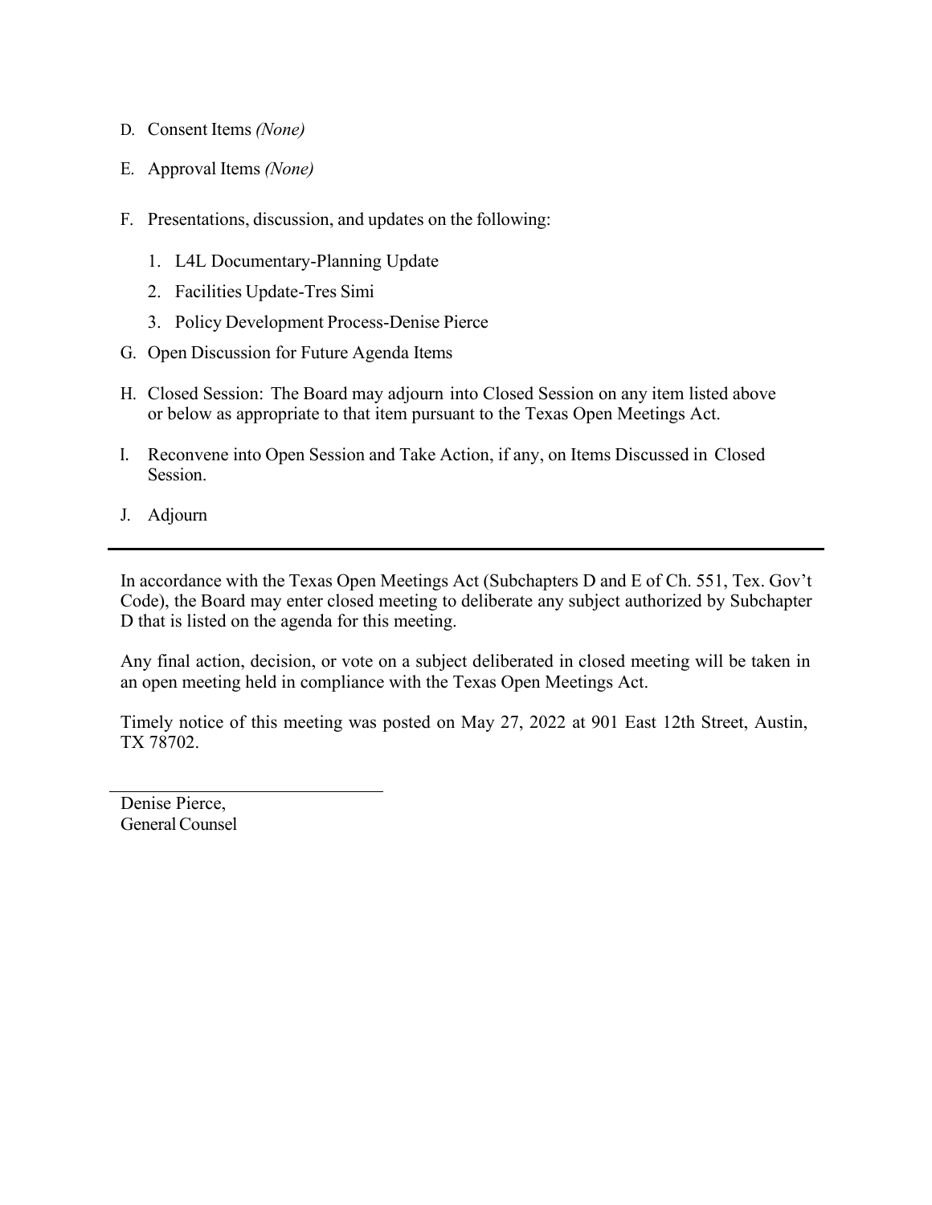D. Consent Items *(None)*

E. Approval Items *(None)*

F. Presentations, discussion, and updates on the following:

   1. L4L Documentary-Planning Update
   2. Facilities Update-Tres Simi
   3. Policy Development Process-Denise Pierce

G. Open Discussion for Future Agenda Items

H. Closed Session: The Board may adjourn into Closed Session on any item listed above or below as appropriate to that item pursuant to the Texas Open Meetings Act.

I. Reconvene into Open Session and Take Action, if any, on Items Discussed in Closed Session.

J. Adjourn

---

In accordance with the Texas Open Meetings Act (Subchapters D and E of Ch. 551, Tex. Gov't Code), the Board may enter closed meeting to deliberate any subject authorized by Subchapter D that is listed on the agenda for this meeting.

Any final action, decision, or vote on a subject deliberated in closed meeting will be taken in an open meeting held in compliance with the Texas Open Meetings Act.

Timely notice of this meeting was posted on May 27, 2022 at 901 East 12th Street, Austin, TX 78702.

Denise Pierce,
General Counsel